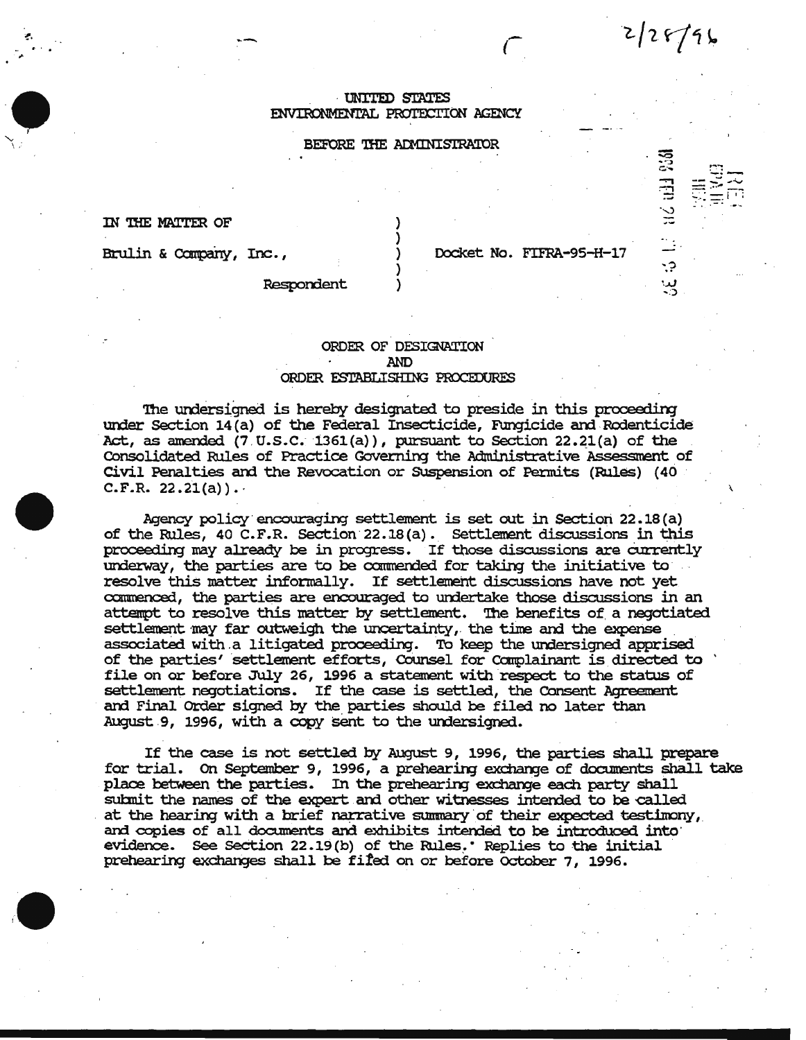2/28/96

UNITED STATES
ENVIRONMENTAL PROTECTION AGENCY

BEFORE THE ADMINISTRATOR

IN THE MATTER OF )
 )
Brulin & Company, Inc., ) Docket No. FIFRA-95-H-17
 )
Respondent )

ORDER OF DESIGNATION
AND
ORDER ESTABLISHING PROCEDURES

The undersigned is hereby designated to preside in this proceeding under Section 14(a) of the Federal Insecticide, Fungicide and Rodenticide Act, as amended (7 U.S.C. 1361(a)), pursuant to Section 22.21(a) of the Consolidated Rules of Practice Governing the Administrative Assessment of Civil Penalties and the Revocation or Suspension of Permits (Rules) (40 C.F.R. 22.21(a)).

Agency policy encouraging settlement is set out in Section 22.18(a) of the Rules, 40 C.F.R. Section 22.18(a). Settlement discussions in this proceeding may already be in progress. If those discussions are currently underway, the parties are to be commended for taking the initiative to resolve this matter informally. If settlement discussions have not yet commenced, the parties are encouraged to undertake those discussions in an attempt to resolve this matter by settlement. The benefits of a negotiated settlement may far outweigh the uncertainty, the time and the expense associated with a litigated proceeding. To keep the undersigned apprised of the parties' settlement efforts, Counsel for Complainant is directed to file on or before July 26, 1996 a statement with respect to the status of settlement negotiations. If the case is settled, the Consent Agreement and Final Order signed by the parties should be filed no later than August 9, 1996, with a copy sent to the undersigned.

If the case is not settled by August 9, 1996, the parties shall prepare for trial. On September 9, 1996, a prehearing exchange of documents shall take place between the parties. In the prehearing exchange each party shall submit the names of the expert and other witnesses intended to be called at the hearing with a brief narrative summary of their expected testimony, and copies of all documents and exhibits intended to be introduced into evidence. See Section 22.19(b) of the Rules. Replies to the initial prehearing exchanges shall be filed on or before October 7, 1996.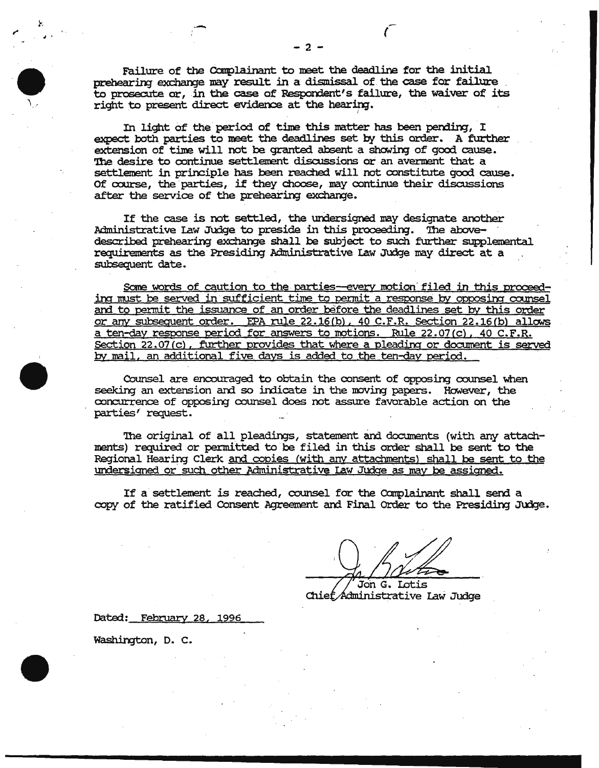Failure of the Complainant to meet the deadline for the initial prehearing exchange may result in a dismissal of the case for failure to prosecute or, in the case of Respondent's failure, the waiver of its right to present direct evidence at the hearing.

In light of the period of time this matter has been pending, I expect both parties to meet the deadlines set by this order. A further extension of time will not be granted absent a showing of good cause. The desire to continue settlement discussions or an averment that a settlement in principle has been reached will not constitute good cause. Of course, the parties, if they choose, may continue their discussions after the service of the prehearing exchange.

If the case is not settled, the undersigned may designate another Administrative Law Judge to preside in this proceeding. The above-described prehearing exchange shall be subject to such further supplemental requirements as the Presiding Administrative Law Judge may direct at a subsequent date.

Some words of caution to the parties—every motion filed in this proceeding must be served in sufficient time to permit a response by opposing counsel and to permit the issuance of an order before the deadlines set by this order or any subsequent order. EPA rule 22.16(b), 40 C.F.R. Section 22.16(b) allows a ten-day response period for answers to motions. Rule 22.07(c), 40 C.F.R. Section 22.07(c), further provides that where a pleading or document is served by mail, an additional five days is added to the ten-day period.

Counsel are encouraged to obtain the consent of opposing counsel when seeking an extension and so indicate in the moving papers. However, the concurrence of opposing counsel does not assure favorable action on the parties' request.

The original of all pleadings, statement and documents (with any attachments) required or permitted to be filed in this order shall be sent to the Regional Hearing Clerk and copies (with any attachments) shall be sent to the undersigned or such other Administrative Law Judge as may be assigned.

If a settlement is reached, counsel for the Complainant shall send a copy of the ratified Consent Agreement and Final Order to the Presiding Judge.

Jon G. Lotis
Chief Administrative Law Judge

Dated: February 28, 1996

Washington, D. C.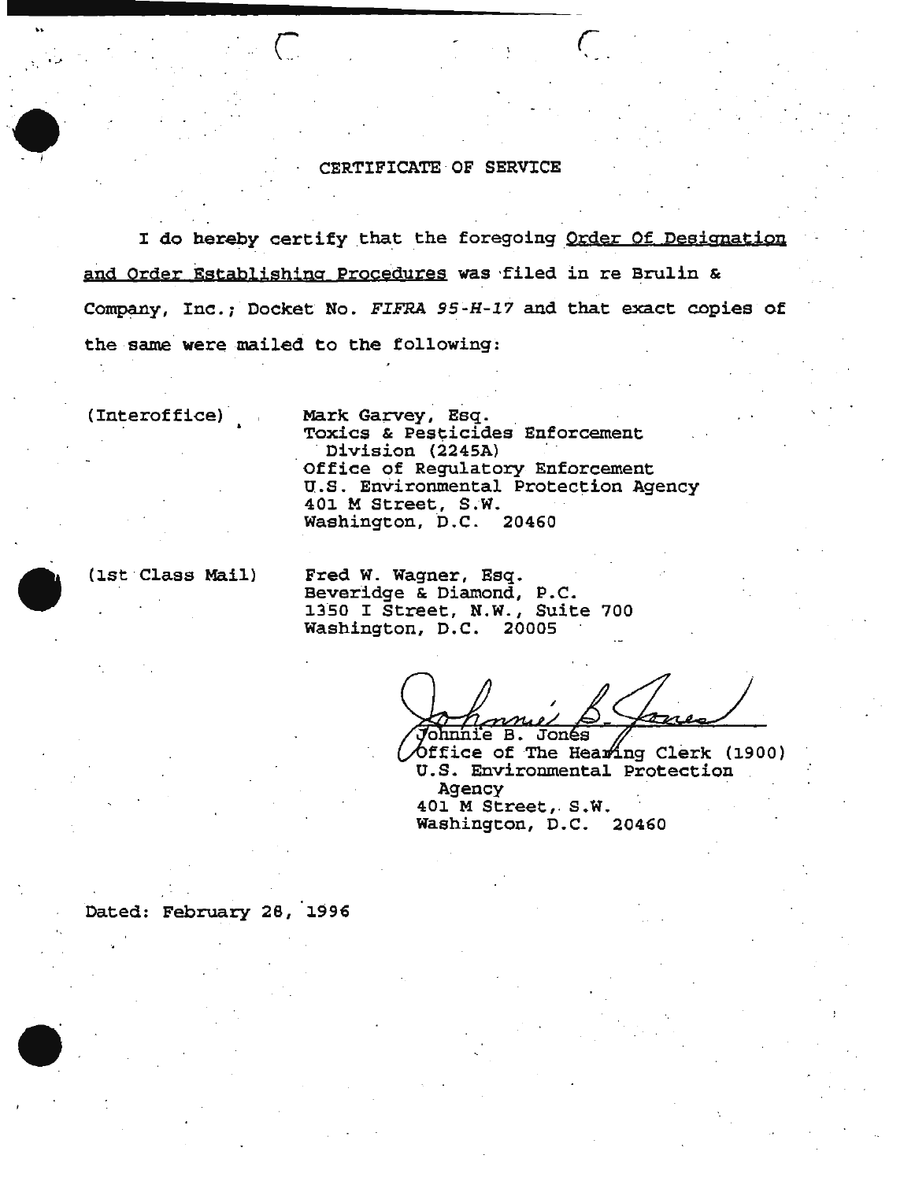## CERTIFICATE OF SERVICE

I do hereby certify that the foregoing Order Of Designation and Order Establishing Procedures was filed in re Brulin & Company, Inc.; Docket No. *FIFRA 95-H-17* and that exact copies of the same were mailed to the following:

(Interoffice)

Mark Garvey, Esq.
Toxics & Pesticides Enforcement Division (2245A)
Office of Regulatory Enforcement
U.S. Environmental Protection Agency
401 M Street, S.W.
Washington, D.C. 20460

(1st Class Mail)

Fred W. Wagner, Esq.
Beveridge & Diamond, P.C.
1350 I Street, N.W., Suite 700
Washington, D.C. 20005

Johnnie B. Jones
Office of The Hearing Clerk (1900)
U.S. Environmental Protection Agency
401 M Street, S.W.
Washington, D.C. 20460

Dated: February 28, 1996